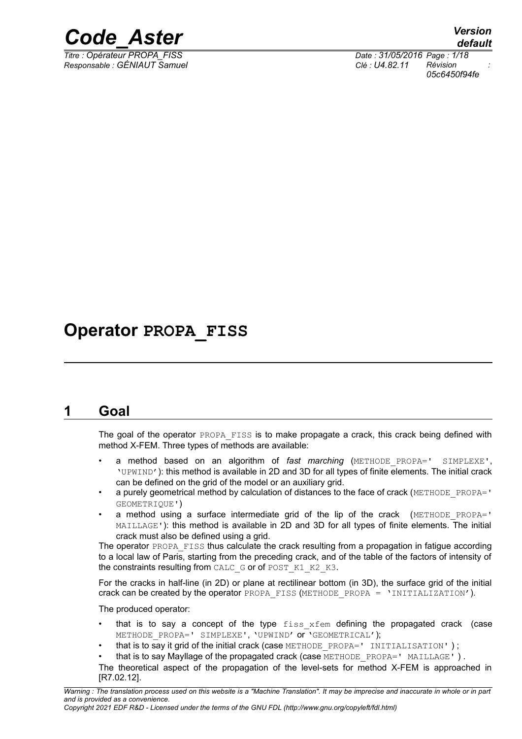# Operator PROPA_FISS

## 1 Goal

The goal of the operator PROPA_FISS is to make propagate a crack, this crack being defined with method X-FEM. Three types of methods are available:

- a method based on an algorithm of *fast marching* (METHODE_PROPA=' SIMPLEXE', 'UPWIND'): this method is available in 2D and 3D for all types of finite elements. The initial crack can be defined on the grid of the model or an auxiliary grid.
- a purely geometrical method by calculation of distances to the face of crack (METHODE_PROPA=' GEOMETRIQUE')
- a method using a surface intermediate grid of the lip of the crack (METHODE_PROPA=' MAILLAGE'): this method is available in 2D and 3D for all types of finite elements. The initial crack must also be defined using a grid.

The operator PROPA_FISS thus calculate the crack resulting from a propagation in fatigue according to a local law of Paris, starting from the preceding crack, and of the table of the factors of intensity of the constraints resulting from CALC_G or of POST_K1_K2_K3.

For the cracks in half-line (in 2D) or plane at rectilinear bottom (in 3D), the surface grid of the initial crack can be created by the operator PROPA_FISS (METHODE_PROPA = 'INITIALIZATION').

The produced operator:

- that is to say a concept of the type fiss_xfem defining the propagated crack (case METHODE_PROPA=' SIMPLEXE', 'UPWIND' or 'GEOMETRICAL');
- that is to say it grid of the initial crack (case METHODE_PROPA=' INITIALISATION' ) ;
- that is to say Mayllage of the propagated crack (case METHODE_PROPA=' MAILLAGE' ) .

The theoretical aspect of the propagation of the level-sets for method X-FEM is approached in [R7.02.12].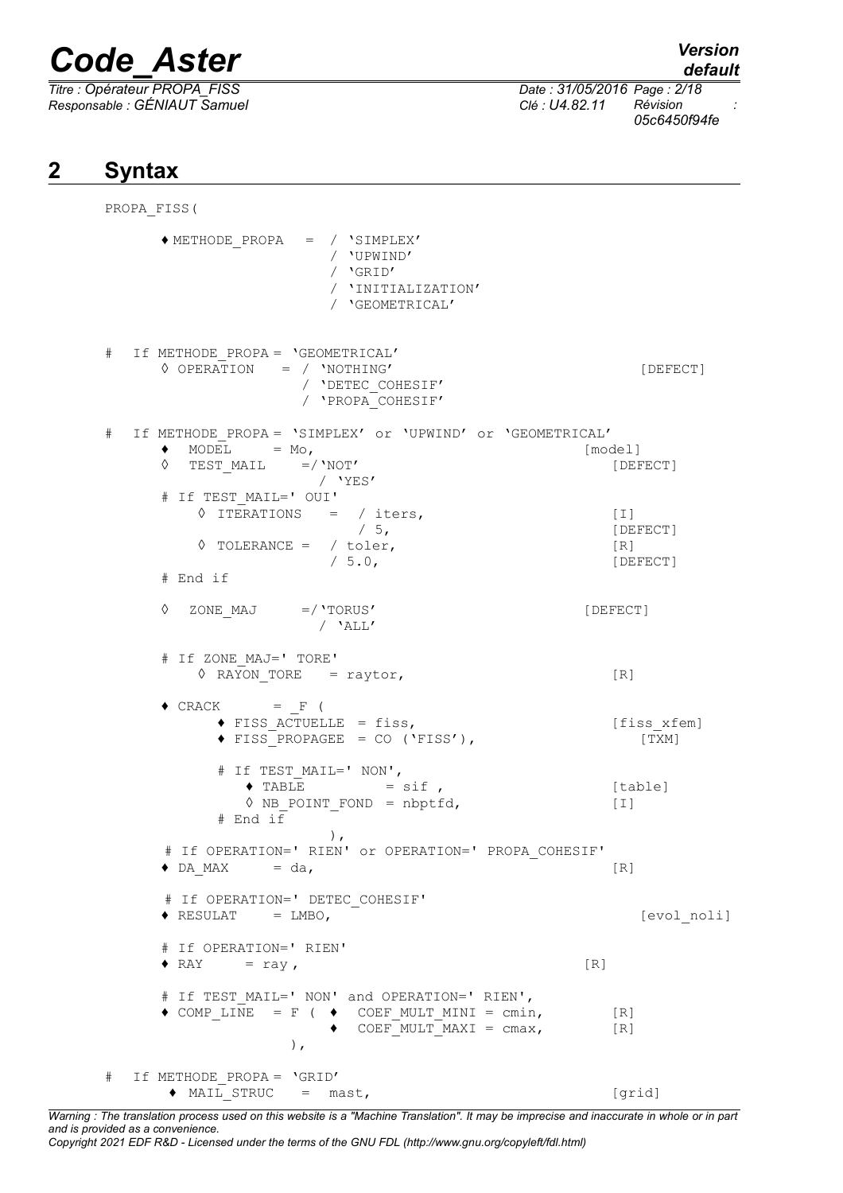## 2 Syntax

```
PROPA_FISS(

      ♦ METHODE_PROPA   =  / 'SIMPLEX'
                           / 'UPWIND'
                           / 'GRID'
                           / 'INITIALIZATION'
                           / 'GEOMETRICAL'


#   If METHODE_PROPA = 'GEOMETRICAL'
      ◊ OPERATION   = / 'NOTHING'                                     [DEFECT]
                      / 'DETEC_COHESIF'
                      / 'PROPA_COHESIF'

#   If METHODE_PROPA = 'SIMPLEX' or 'UPWIND' or 'GEOMETRICAL'
      ♦  MODEL     = Mo,                                    [model]
      ◊  TEST_MAIL    =/'NOT'                                  [DEFECT]
                        / 'YES'
      # If TEST_MAIL=' OUI'
          ◊ ITERATIONS    =  / iters,                          [I]
                               / 5,                            [DEFECT]
          ◊ TOLERANCE =  / toler,                              [R]
                         / 5.0,                                [DEFECT]
      # End if

      ◊  ZONE_MAJ     =/'TORUS'                             [DEFECT]
                        / 'ALL'

      # If ZONE_MAJ=' TORE'
          ◊ RAYON_TORE   = raytor,                          [R]

      ♦ CRACK      = _F (
            ♦ FISS_ACTUELLE  = fiss,                         [fiss_xfem]
            ♦ FISS_PROPAGEE = CO ('FISS'),                      [TXM]

            # If TEST_MAIL=' NON',
               ♦ TABLE        = sif ,                       [table]
               ◊ NB_POINT_FOND  = nbptfd,                   [I]
            # End if
                             ),
       # If OPERATION=' RIEN' or OPERATION=' PROPA_COHESIF'
      ♦ DA_MAX     = da,                                    [R]

       # If OPERATION=' DETEC_COHESIF'
      ♦ RESULAT    = LMBO,                                     [evol_noli]

      # If OPERATION=' RIEN'
      ♦ RAY    = ray ,                                   [R]

      # If TEST_MAIL=' NON' and OPERATION=' RIEN',
      ♦ COMP_LINE   = F ( ♦  COEF_MULT_MINI = cmin,         [R]
                          ♦  COEF_MULT_MAXI = cmax,         [R]
                    ),

#   If METHODE_PROPA = 'GRID'
      ♦ MAIL_STRUC   =  mast,                               [grid]
```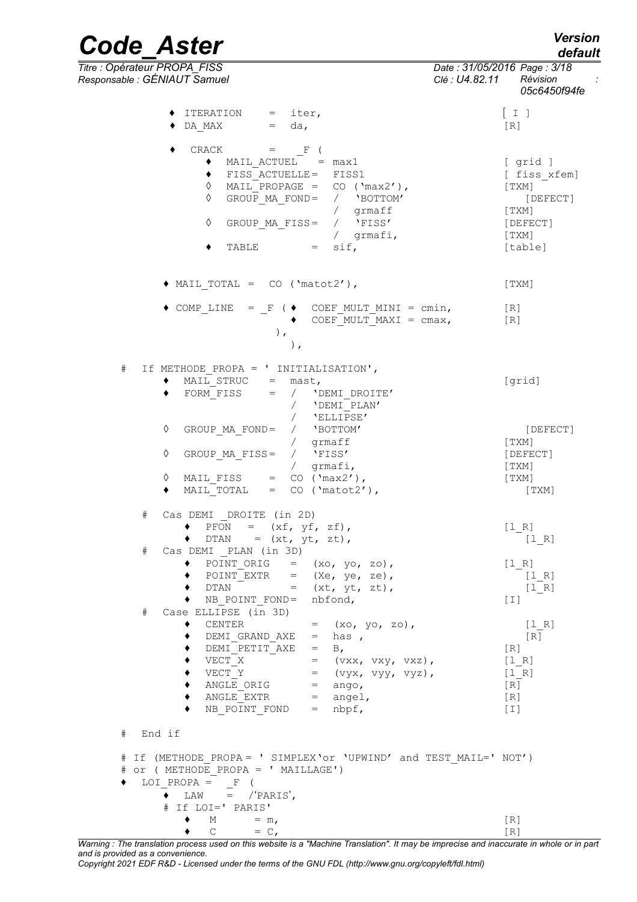```
        ♦ ITERATION     =  iter,                                   [ I ]
        ♦ DA_MAX        =  da,                                     [R]

        ♦  CRACK        =  _F (
             ♦  MAIL_ACTUEL   = max1                               [ grid ]
             ♦  FISS_ACTUELLE=  FISS1                              [ fiss_xfem]
             ◊  MAIL_PROPAGE =  CO ('max2'),                       [TXM]
             ◊  GROUP_MA_FOND=  /  'BOTTOM'                          [DEFECT]
                                /  grmaff                          [TXM]
             ◊  GROUP_MA_FISS=  /  'FISS'                          [DEFECT]
                                /  grmafi,                         [TXM]
             ♦  TABLE         =  sif,                              [table]


        ♦ MAIL_TOTAL =  CO ('matot2'),                             [TXM]

        ♦ COMP_LINE   = _F ( ♦  COEF_MULT_MINI = cmin,             [R]
                             ♦  COEF_MULT_MAXI = cmax,             [R]
                          ),
                            ),

    #   If METHODE_PROPA = ' INITIALISATION',
        ♦  MAIL_STRUC   =  mast,                                   [grid]
        ♦  FORM_FISS    =  /  'DEMI_DROITE'
                           /  'DEMI_PLAN'
                           /  'ELLIPSE'
        ◊  GROUP_MA_FOND=  /  'BOTTOM'                               [DEFECT]
                           /  grmaff                               [TXM]
        ◊  GROUP_MA_FISS=  /  'FISS'                               [DEFECT]
                           /  grmafi,                              [TXM]
        ◊  MAIL_FISS    =  CO ('max2'),                            [TXM]
        ♦  MAIL_TOTAL   =  CO ('matot2'),                            [TXM]

      #  Cas DEMI _DROITE (in 2D)
           ♦  PFON   =  (xf, yf, zf),                              [l_R]
           ♦  DTAN   = (xt, yt, zt),                                 [l_R]
      #  Cas DEMI _PLAN (in 3D)
           ♦  POINT_ORIG   =  (xo, yo, zo),                        [l_R]
           ♦  POINT_EXTR   =  (Xe, ye, ze),                          [l_R]
           ♦  DTAN         =  (xt, yt, zt),                          [l_R]
           ♦  NB_POINT_FOND=  nbfond,                              [I]
      #  Case ELLIPSE (in 3D)
           ♦  CENTER          =  (xo, yo, zo),                       [l_R]
           ♦  DEMI_GRAND_AXE  =  has ,                               [R]
           ♦  DEMI_PETIT_AXE  =  B,                                [R]
           ♦  VECT_X          =  (vxx, vxy, vxz),                  [l_R]
           ♦  VECT_Y          =  (vyx, vyy, vyz),                  [l_R]
           ♦  ANGLE_ORIG      =  ango,                             [R]
           ♦  ANGLE_EXTR      =  angel,                            [R]
           ♦  NB_POINT_FOND   =  nbpf,                             [I]

    #  End if

    # If (METHODE_PROPA = ' SIMPLEX'or 'UPWIND' and TEST_MAIL=' NOT')
    # or ( METHODE_PROPA = ' MAILLAGE')
    ♦  LOI_PROPA =  _F (
         ♦  LAW    =  /'PARIS',
         # If LOI=' PARIS'
           ♦   M      = m,                                         [R]
           ♦   C      = C,                                         [R]
```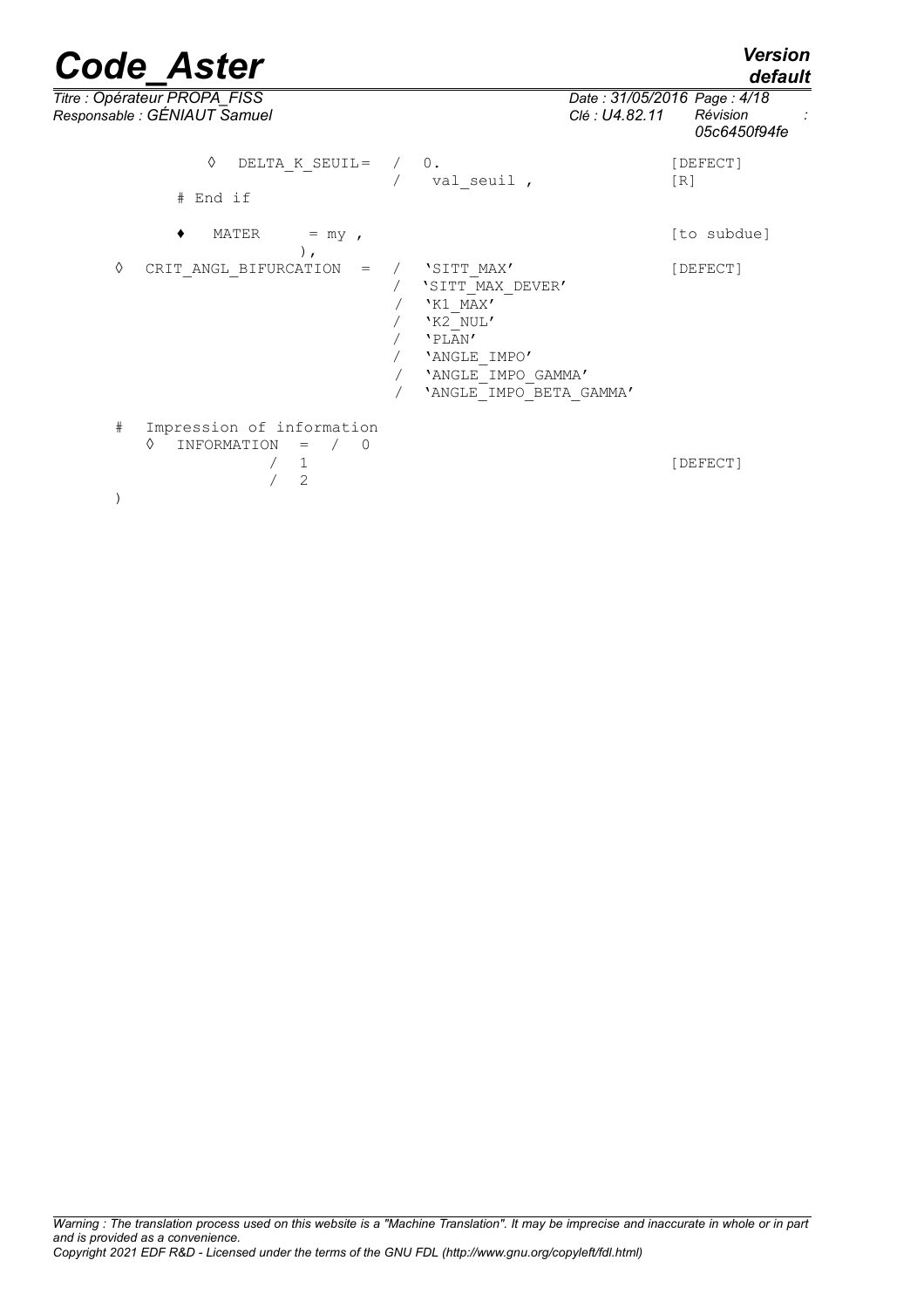```
          ◊   DELTA_K_SEUIL=  /  0.                          [DEFECT]
                              /   val_seuil ,                [R]
        # End if

          ♦   MATER      = my ,                              [to subdue]
                    ),
    ◊   CRIT_ANGL_BIFURCATION  =  /  'SITT_MAX'              [DEFECT]
                                  /  'SITT_MAX_DEVER'
                                  /  'K1_MAX'
                                  /  'K2_NUL'
                                  /  'PLAN'
                                  /  'ANGLE_IMPO'
                                  /  'ANGLE_IMPO_GAMMA'
                                  /  'ANGLE_IMPO_BETA_GAMMA'

    #   Impression of information
        ◊  INFORMATION  =  /  0
                           /  1                              [DEFECT]
                           /  2
    )
```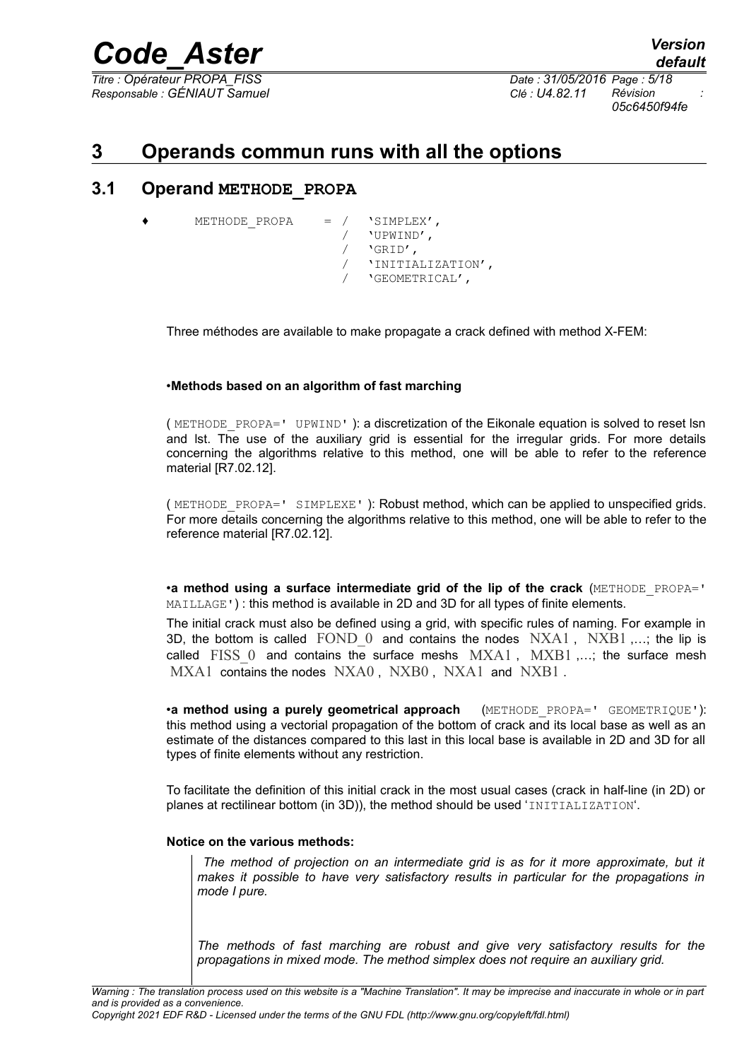# 3 Operands commun runs with all the options

## 3.1 Operand METHODE_PROPA

```
♦    METHODE_PROPA    = /  'SIMPLEX',
                        /  'UPWIND',
                        /  'GRID',
                        /  'INITIALIZATION',
                        /  'GEOMETRICAL',
```

Three méthodes are available to make propagate a crack defined with method X-FEM:

•**Methods based on an algorithm of fast marching**

( METHODE_PROPA=' UPWIND' ): a discretization of the Eikonale equation is solved to reset lsn and lst. The use of the auxiliary grid is essential for the irregular grids. For more details concerning the algorithms relative to this method, one will be able to refer to the reference material [R7.02.12].

( METHODE_PROPA=' SIMPLEXE' ): Robust method, which can be applied to unspecified grids. For more details concerning the algorithms relative to this method, one will be able to refer to the reference material [R7.02.12].

•**a method using a surface intermediate grid of the lip of the crack** (METHODE_PROPA=' MAILLAGE') : this method is available in 2D and 3D for all types of finite elements.

The initial crack must also be defined using a grid, with specific rules of naming. For example in 3D, the bottom is called $FOND\_0$ and contains the nodes $NXA1$, $NXB1$,…; the lip is called $FISS\_0$ and contains the surface meshs $MXA1$, $MXB1$,…; the surface mesh $MXA1$ contains the nodes $NXA0$, $NXB0$, $NXA1$ and $NXB1$.

•**a method using a purely geometrical approach** (METHODE_PROPA=' GEOMETRIQUE'): this method using a vectorial propagation of the bottom of crack and its local base as well as an estimate of the distances compared to this last in this local base is available in 2D and 3D for all types of finite elements without any restriction.

To facilitate the definition of this initial crack in the most usual cases (crack in half-line (in 2D) or planes at rectilinear bottom (in 3D)), the method should be used 'INITIALIZATION'.

**Notice on the various methods:**

*The method of projection on an intermediate grid is as for it more approximate, but it makes it possible to have very satisfactory results in particular for the propagations in mode I pure.*

*The methods of fast marching are robust and give very satisfactory results for the propagations in mixed mode. The method simplex does not require an auxiliary grid.*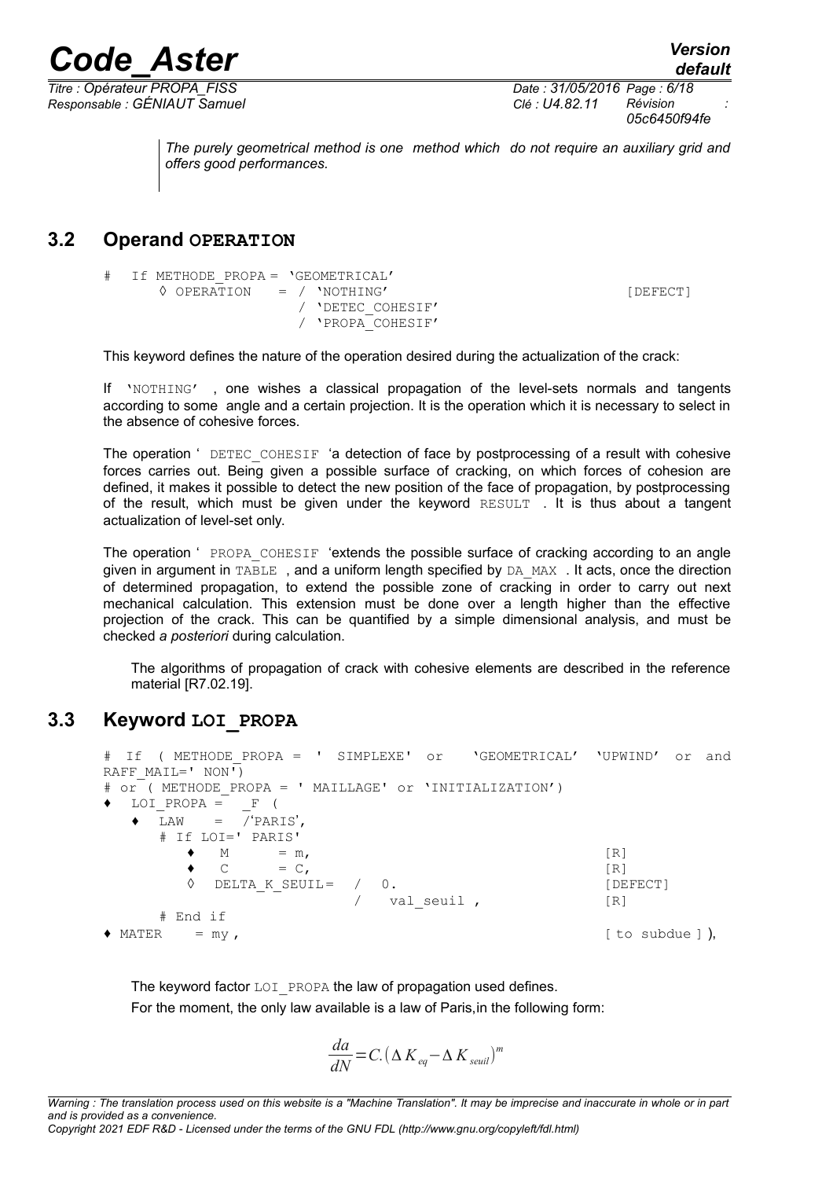*The purely geometrical method is one method which do not require an auxiliary grid and offers good performances.*

## 3.2 Operand OPERATION

```
#   If METHODE_PROPA = 'GEOMETRICAL'
    ◊ OPERATION    = / 'NOTHING'                                    [DEFECT]
                     / 'DETEC_COHESIF'
                     / 'PROPA_COHESIF'
```

This keyword defines the nature of the operation desired during the actualization of the crack:

If 'NOTHING' , one wishes a classical propagation of the level-sets normals and tangents according to some angle and a certain projection. It is the operation which it is necessary to select in the absence of cohesive forces.

The operation ' DETEC_COHESIF 'a detection of face by postprocessing of a result with cohesive forces carries out. Being given a possible surface of cracking, on which forces of cohesion are defined, it makes it possible to detect the new position of the face of propagation, by postprocessing of the result, which must be given under the keyword RESULT . It is thus about a tangent actualization of level-set only.

The operation ' PROPA_COHESIF 'extends the possible surface of cracking according to an angle given in argument in TABLE , and a uniform length specified by DA_MAX . It acts, once the direction of determined propagation, to extend the possible zone of cracking in order to carry out next mechanical calculation. This extension must be done over a length higher than the effective projection of the crack. This can be quantified by a simple dimensional analysis, and must be checked *a posteriori* during calculation.

The algorithms of propagation of crack with cohesive elements are described in the reference material [R7.02.19].

## 3.3 Keyword LOI_PROPA

```
# If ( METHODE_PROPA = ' SIMPLEXE' or   'GEOMETRICAL' 'UPWIND' or and
RAFF_MAIL=' NON')
# or ( METHODE_PROPA = ' MAILLAGE' or 'INITIALIZATION')
♦  LOI_PROPA =   _F (
   ♦  LAW    =  /'PARIS',
      # If LOI=' PARIS'
         ♦  M       = m,                                        [R]
         ♦  C       = C,                                        [R]
         ◊  DELTA_K_SEUIL=  /  0.                               [DEFECT]
                            /   val_seuil ,                     [R]
      # End if
♦ MATER    = my ,                                          [ to subdue ] ),
```

The keyword factor LOI_PROPA the law of propagation used defines.

For the moment, the only law available is a law of Paris,in the following form:

$$\frac{da}{dN}=C.\left(\Delta K_{eq}-\Delta K_{seuil}\right)^{m}$$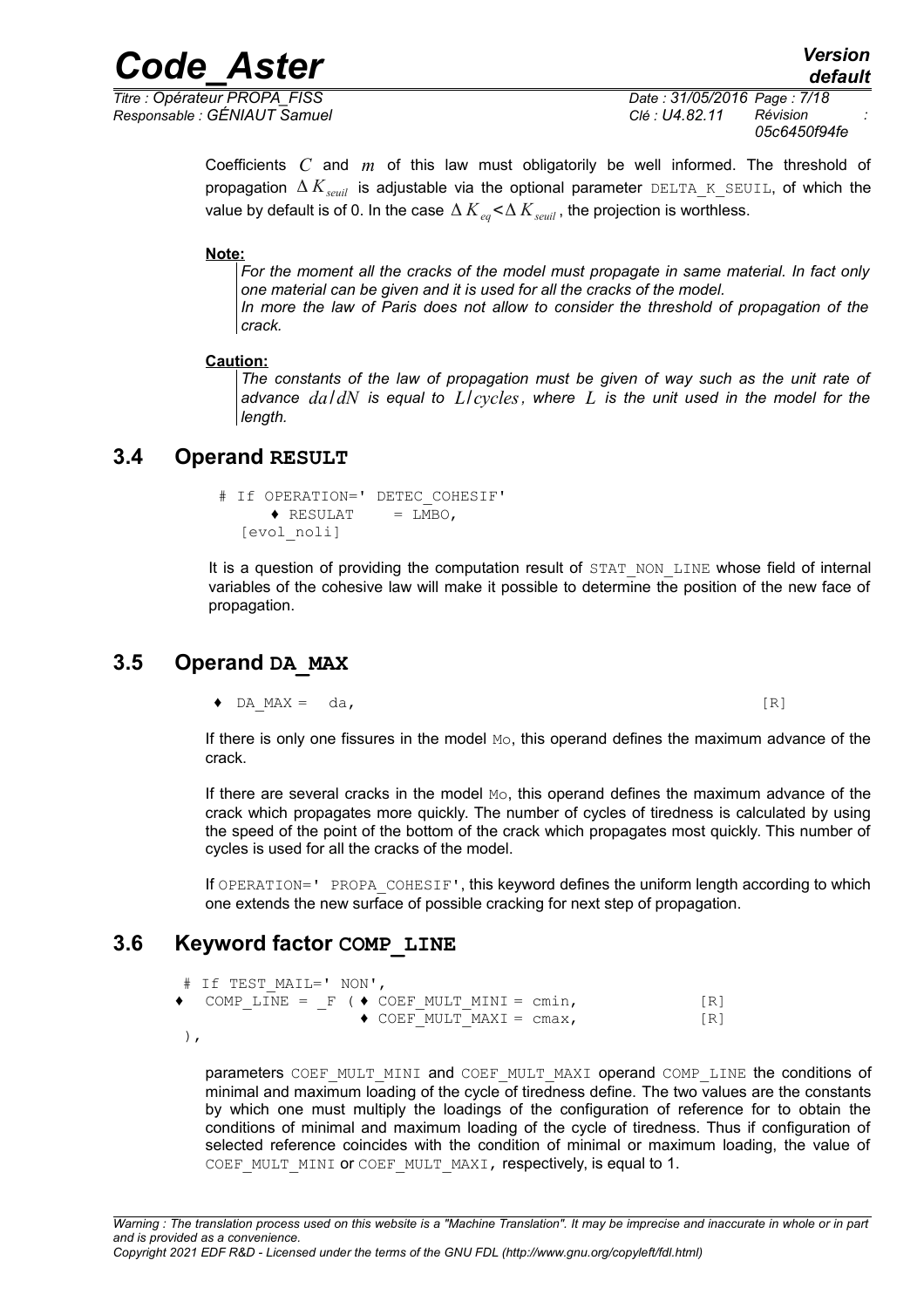Coefficients $C$ and $m$ of this law must obligatorily be well informed. The threshold of propagation $\Delta K_{seuil}$ is adjustable via the optional parameter DELTA_K_SEUIL, of which the value by default is of 0. In the case $\Delta K_{eq} < \Delta K_{seuil}$, the projection is worthless.

**Note:**

*For the moment all the cracks of the model must propagate in same material. In fact only one material can be given and it is used for all the cracks of the model.*
*In more the law of Paris does not allow to consider the threshold of propagation of the crack.*

**Caution:**

*The constants of the law of propagation must be given of way such as the unit rate of advance $da/dN$ is equal to $L/cycles$, where $L$ is the unit used in the model for the length.*

## 3.4 Operand RESULT

```
# If OPERATION=' DETEC_COHESIF'
    ♦ RESULAT     = LMBO,
  [evol_noli]
```

It is a question of providing the computation result of STAT_NON_LINE whose field of internal variables of the cohesive law will make it possible to determine the position of the new face of propagation.

## 3.5 Operand DA_MAX

```
♦  DA_MAX =   da,                                                    [R]
```

If there is only one fissures in the model Mo, this operand defines the maximum advance of the crack.

If there are several cracks in the model Mo, this operand defines the maximum advance of the crack which propagates more quickly. The number of cycles of tiredness is calculated by using the speed of the point of the bottom of the crack which propagates most quickly. This number of cycles is used for all the cracks of the model.

If OPERATION=' PROPA_COHESIF', this keyword defines the uniform length according to which one extends the new surface of possible cracking for next step of propagation.

## 3.6 Keyword factor COMP_LINE

```
 # If TEST_MAIL=' NON',
♦  COMP_LINE = _F ( ♦ COEF_MULT_MINI = cmin,                  [R]
                    ♦ COEF_MULT_MAXI = cmax,                  [R]
 ),
```

parameters COEF_MULT_MINI and COEF_MULT_MAXI operand COMP_LINE the conditions of minimal and maximum loading of the cycle of tiredness define. The two values are the constants by which one must multiply the loadings of the configuration of reference for to obtain the conditions of minimal and maximum loading of the cycle of tiredness. Thus if configuration of selected reference coincides with the condition of minimal or maximum loading, the value of COEF_MULT_MINI or COEF_MULT_MAXI, respectively, is equal to 1.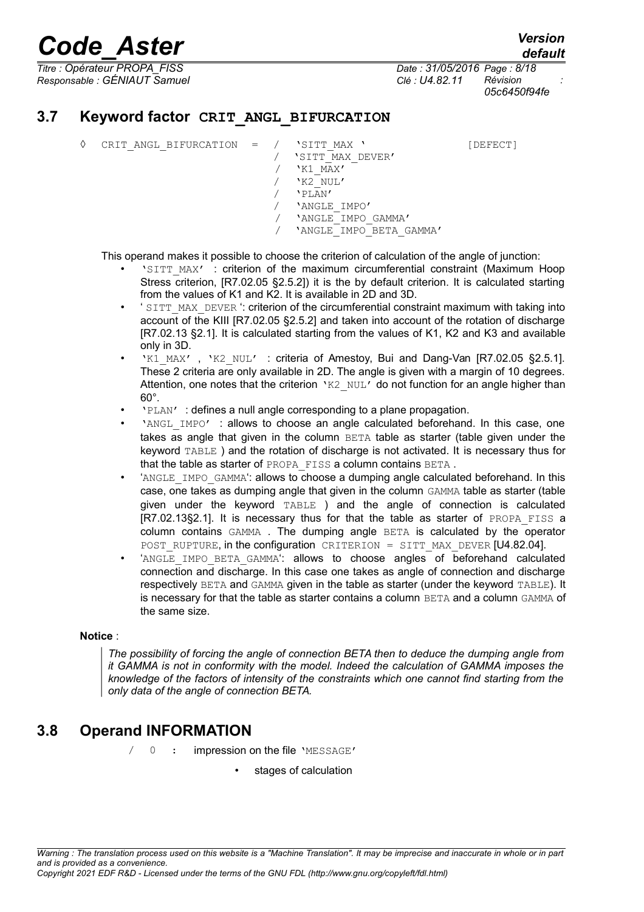## 3.7 Keyword factor CRIT_ANGL_BIFURCATION

```
◊  CRIT_ANGL_BIFURCATION  =  /  'SITT_MAX '              [DEFECT]
                             /  'SITT_MAX_DEVER'
                             /  'K1_MAX'
                             /  'K2_NUL'
                             /  'PLAN'
                             /  'ANGLE_IMPO'
                             /  'ANGLE_IMPO_GAMMA'
                             /  'ANGLE_IMPO_BETA_GAMMA'
```

This operand makes it possible to choose the criterion of calculation of the angle of junction:

- 'SITT_MAX' : criterion of the maximum circumferential constraint (Maximum Hoop Stress criterion, [R7.02.05 §2.5.2]) it is the by default criterion. It is calculated starting from the values of K1 and K2. It is available in 2D and 3D.
- ' SITT_MAX_DEVER ': criterion of the circumferential constraint maximum with taking into account of the KIII [R7.02.05 §2.5.2] and taken into account of the rotation of discharge [R7.02.13 §2.1]. It is calculated starting from the values of K1, K2 and K3 and available only in 3D.
- 'K1_MAX' , 'K2_NUL' : criteria of Amestoy, Bui and Dang-Van [R7.02.05 §2.5.1]. These 2 criteria are only available in 2D. The angle is given with a margin of 10 degrees. Attention, one notes that the criterion 'K2_NUL' do not function for an angle higher than 60°.
- 'PLAN' : defines a null angle corresponding to a plane propagation.
- 'ANGL_IMPO' : allows to choose an angle calculated beforehand. In this case, one takes as angle that given in the column BETA table as starter (table given under the keyword TABLE ) and the rotation of discharge is not activated. It is necessary thus for that the table as starter of PROPA_FISS a column contains BETA .
- 'ANGLE_IMPO_GAMMA': allows to choose a dumping angle calculated beforehand. In this case, one takes as dumping angle that given in the column GAMMA table as starter (table given under the keyword TABLE ) and the angle of connection is calculated [R7.02.13§2.1]. It is necessary thus for that the table as starter of PROPA_FISS a column contains GAMMA . The dumping angle BETA is calculated by the operator POST_RUPTURE, in the configuration CRITERION = SITT_MAX_DEVER [U4.82.04].
- 'ANGLE_IMPO_BETA_GAMMA': allows to choose angles of beforehand calculated connection and discharge. In this case one takes as angle of connection and discharge respectively BETA and GAMMA given in the table as starter (under the keyword TABLE). It is necessary for that the table as starter contains a column BETA and a column GAMMA of the same size.

**Notice** :

*The possibility of forcing the angle of connection BETA then to deduce the dumping angle from it GAMMA is not in conformity with the model. Indeed the calculation of GAMMA imposes the knowledge of the factors of intensity of the constraints which one cannot find starting from the only data of the angle of connection BETA.*

## 3.8 Operand INFORMATION

/ 0 : impression on the file 'MESSAGE'

- stages of calculation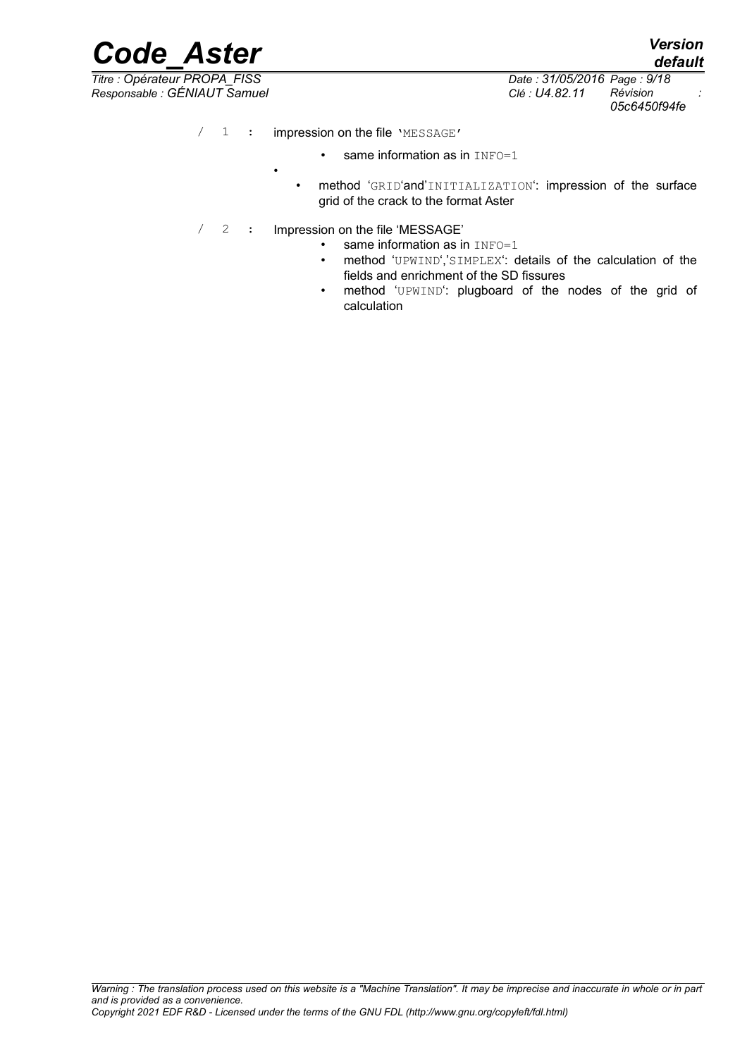/ 1 : impression on the file 'MESSAGE'

- same information as in INFO=1
- 
- method 'GRID'and'INITIALIZATION': impression of the surface grid of the crack to the format Aster

/ 2 : Impression on the file 'MESSAGE'

- same information as in INFO=1
- method 'UPWIND','SIMPLEX': details of the calculation of the fields and enrichment of the SD fissures
- method 'UPWIND': plugboard of the nodes of the grid of calculation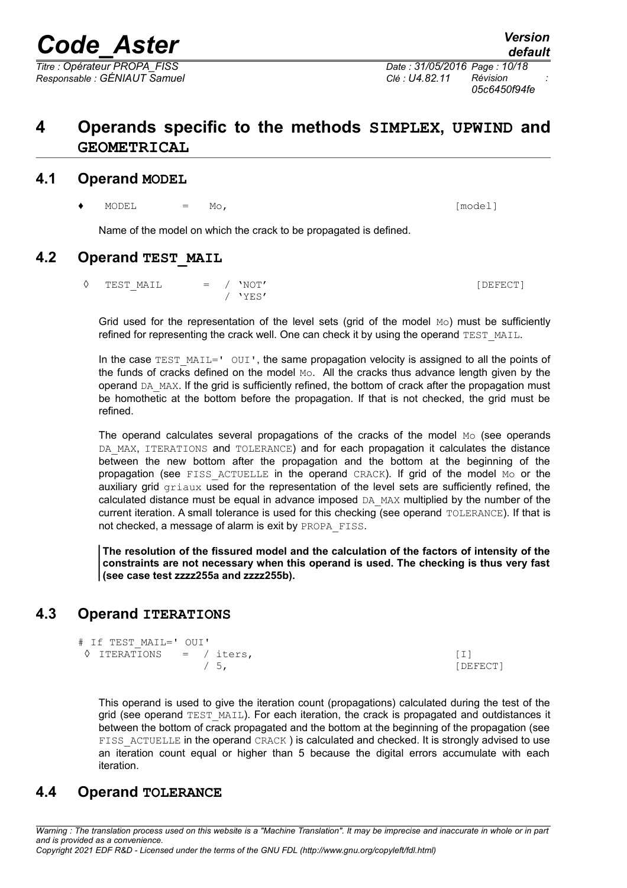# 4 Operands specific to the methods SIMPLEX, UPWIND and GEOMETRICAL

## 4.1 Operand MODEL

```
♦   MODEL      =    Mo,                                          [model]
```

Name of the model on which the crack to be propagated is defined.

## 4.2 Operand TEST_MAIL

```
◊   TEST_MAIL      =   / 'NOT'                                   [DEFECT]
                       / 'YES'
```

Grid used for the representation of the level sets (grid of the model Mo) must be sufficiently refined for representing the crack well. One can check it by using the operand TEST_MAIL.

In the case TEST_MAIL=' OUI', the same propagation velocity is assigned to all the points of the funds of cracks defined on the model Mo. All the cracks thus advance length given by the operand DA_MAX. If the grid is sufficiently refined, the bottom of crack after the propagation must be homothetic at the bottom before the propagation. If that is not checked, the grid must be refined.

The operand calculates several propagations of the cracks of the model Mo (see operands DA_MAX, ITERATIONS and TOLERANCE) and for each propagation it calculates the distance between the new bottom after the propagation and the bottom at the beginning of the propagation (see FISS_ACTUELLE in the operand CRACK). If grid of the model Mo or the auxiliary grid griaux used for the representation of the level sets are sufficiently refined, the calculated distance must be equal in advance imposed DA_MAX multiplied by the number of the current iteration. A small tolerance is used for this checking (see operand TOLERANCE). If that is not checked, a message of alarm is exit by PROPA_FISS.

**The resolution of the fissured model and the calculation of the factors of intensity of the constraints are not necessary when this operand is used. The checking is thus very fast (see case test zzzz255a and zzzz255b).**

## 4.3 Operand ITERATIONS

```
# If TEST_MAIL=' OUI'
 ◊ ITERATIONS   =  / iters,                                 [I]
                   / 5,                                     [DEFECT]
```

This operand is used to give the iteration count (propagations) calculated during the test of the grid (see operand TEST_MAIL). For each iteration, the crack is propagated and outdistances it between the bottom of crack propagated and the bottom at the beginning of the propagation (see FISS_ACTUELLE in the operand CRACK ) is calculated and checked. It is strongly advised to use an iteration count equal or higher than 5 because the digital errors accumulate with each iteration.

## 4.4 Operand TOLERANCE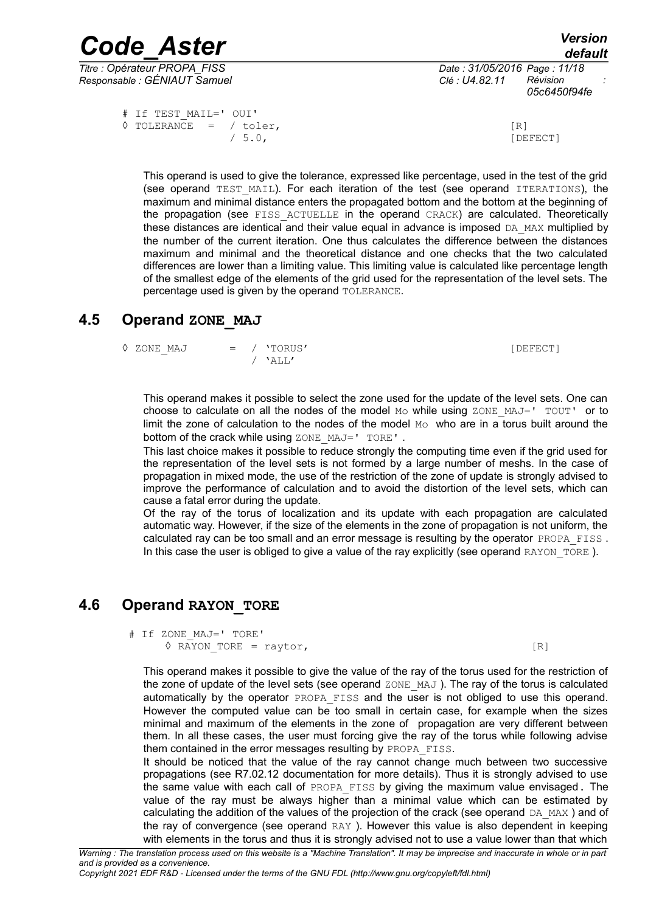```
# If TEST_MAIL=' OUI'
◊ TOLERANCE  =  / toler,                                    [R]
                / 5.0,                                      [DEFECT]
```

This operand is used to give the tolerance, expressed like percentage, used in the test of the grid (see operand TEST_MAIL). For each iteration of the test (see operand ITERATIONS), the maximum and minimal distance enters the propagated bottom and the bottom at the beginning of the propagation (see FISS_ACTUELLE in the operand CRACK) are calculated. Theoretically these distances are identical and their value equal in advance is imposed DA_MAX multiplied by the number of the current iteration. One thus calculates the difference between the distances maximum and minimal and the theoretical distance and one checks that the two calculated differences are lower than a limiting value. This limiting value is calculated like percentage length of the smallest edge of the elements of the grid used for the representation of the level sets. The percentage used is given by the operand TOLERANCE.

## 4.5 Operand ZONE_MAJ

```
◊ ZONE_MAJ     =  / 'TORUS'                                 [DEFECT]
                  / 'ALL'
```

This operand makes it possible to select the zone used for the update of the level sets. One can choose to calculate on all the nodes of the model Mo while using ZONE_MAJ=' TOUT' or to limit the zone of calculation to the nodes of the model Mo who are in a torus built around the bottom of the crack while using ZONE_MAJ=' TORE' .

This last choice makes it possible to reduce strongly the computing time even if the grid used for the representation of the level sets is not formed by a large number of meshs. In the case of propagation in mixed mode, the use of the restriction of the zone of update is strongly advised to improve the performance of calculation and to avoid the distortion of the level sets, which can cause a fatal error during the update.

Of the ray of the torus of localization and its update with each propagation are calculated automatic way. However, if the size of the elements in the zone of propagation is not uniform, the calculated ray can be too small and an error message is resulting by the operator PROPA_FISS . In this case the user is obliged to give a value of the ray explicitly (see operand RAYON_TORE ).

## 4.6 Operand RAYON_TORE

```
# If ZONE_MAJ=' TORE'
    ◊ RAYON_TORE = raytor,                                  [R]
```

This operand makes it possible to give the value of the ray of the torus used for the restriction of the zone of update of the level sets (see operand ZONE_MAJ ). The ray of the torus is calculated automatically by the operator PROPA_FISS and the user is not obliged to use this operand. However the computed value can be too small in certain case, for example when the sizes minimal and maximum of the elements in the zone of propagation are very different between them. In all these cases, the user must forcing give the ray of the torus while following advise them contained in the error messages resulting by PROPA_FISS.

It should be noticed that the value of the ray cannot change much between two successive propagations (see R7.02.12 documentation for more details). Thus it is strongly advised to use the same value with each call of PROPA_FISS by giving the maximum value envisaged. The value of the ray must be always higher than a minimal value which can be estimated by calculating the addition of the values of the projection of the crack (see operand DA_MAX ) and of the ray of convergence (see operand RAY ). However this value is also dependent in keeping with elements in the torus and thus it is strongly advised not to use a value lower than that which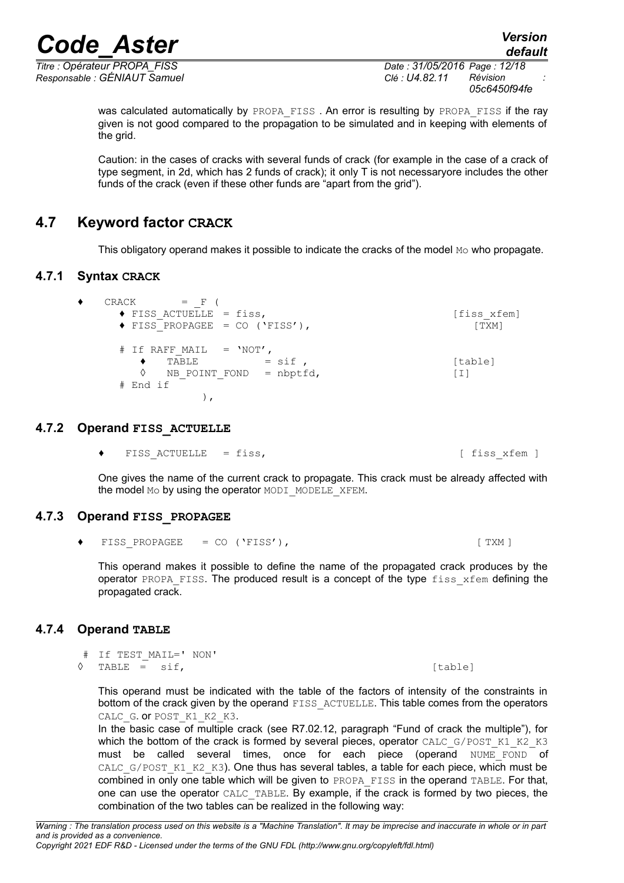was calculated automatically by PROPA_FISS . An error is resulting by PROPA_FISS if the ray given is not good compared to the propagation to be simulated and in keeping with elements of the grid.

Caution: in the cases of cracks with several funds of crack (for example in the case of a crack of type segment, in 2d, which has 2 funds of crack); it only T is not necessaryore includes the other funds of the crack (even if these other funds are "apart from the grid").

## 4.7 Keyword factor CRACK

This obligatory operand makes it possible to indicate the cracks of the model Mo who propagate.

### 4.7.1 Syntax CRACK

```
♦   CRACK       = _F (
      ♦ FISS_ACTUELLE  = fiss,                               [fiss_xfem]
      ♦ FISS_PROPAGEE  = CO ('FISS'),                            [TXM]

      # If RAFF_MAIL  = 'NOT',
         ♦   TABLE           = sif ,                          [table]
         ◊   NB_POINT_FOND   = nbptfd,                        [I]
      # End if
                  ),
```

### 4.7.2 Operand FISS_ACTUELLE

```
♦    FISS_ACTUELLE   = fiss,                                 [ fiss_xfem ]
```

One gives the name of the current crack to propagate. This crack must be already affected with the model Mo by using the operator MODI_MODELE_XFEM.

### 4.7.3 Operand FISS_PROPAGEE

```
♦   FISS_PROPAGEE    = CO ('FISS'),                            [ TXM ]
```

This operand makes it possible to define the name of the propagated crack produces by the operator PROPA_FISS. The produced result is a concept of the type fiss_xfem defining the propagated crack.

### 4.7.4 Operand TABLE

```
 # If TEST_MAIL=' NON'
◊  TABLE  =  sif,                                            [table]
```

This operand must be indicated with the table of the factors of intensity of the constraints in bottom of the crack given by the operand FISS_ACTUELLE. This table comes from the operators CALC_G. or POST_K1_K2_K3.

In the basic case of multiple crack (see R7.02.12, paragraph "Fund of crack the multiple"), for which the bottom of the crack is formed by several pieces, operator CALC_G/POST_K1_K2_K3 must be called several times, once for each piece (operand NUME_FOND of CALC_G/POST_K1_K2_K3). One thus has several tables, a table for each piece, which must be combined in only one table which will be given to PROPA_FISS in the operand TABLE. For that, one can use the operator CALC_TABLE. By example, if the crack is formed by two pieces, the combination of the two tables can be realized in the following way: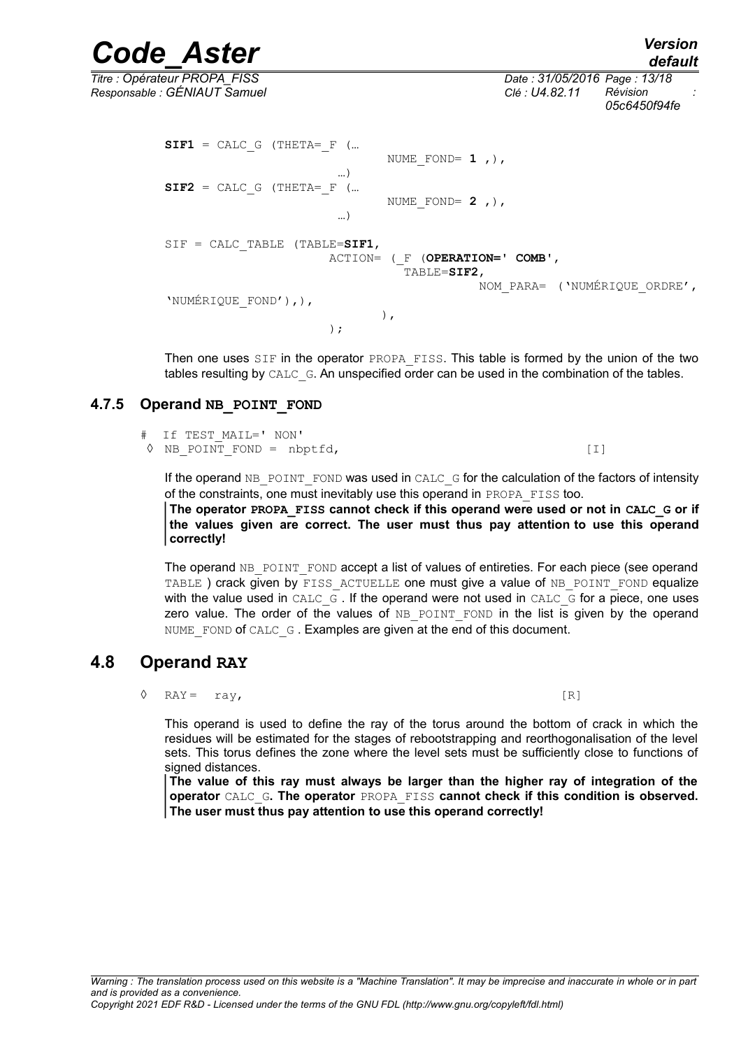```
SIF1 = CALC_G (THETA=_F (…
                        NUME_FOND= 1 ,),
                 …)
SIF2 = CALC_G (THETA=_F (…
                        NUME_FOND= 2 ,),
                 …)

SIF = CALC_TABLE (TABLE=SIF1,
                  ACTION= (_F (OPERATION=' COMB',
                               TABLE=SIF2,
                                      NOM_PARA= ('NUMÉRIQUE_ORDRE',
'NUMÉRIQUE_FOND'),),
                          ),
                  );
```

Then one uses SIF in the operator PROPA_FISS. This table is formed by the union of the two tables resulting by CALC_G. An unspecified order can be used in the combination of the tables.

### 4.7.5 Operand NB_POINT_FOND

```
#  If TEST_MAIL=' NON'
◊  NB_POINT_FOND = nbptfd,                                    [I]
```

If the operand NB_POINT_FOND was used in CALC_G for the calculation of the factors of intensity of the constraints, one must inevitably use this operand in PROPA_FISS too.

**The operator PROPA_FISS cannot check if this operand were used or not in CALC_G or if the values given are correct. The user must thus pay attention to use this operand correctly!**

The operand NB_POINT_FOND accept a list of values of entireties. For each piece (see operand TABLE ) crack given by FISS_ACTUELLE one must give a value of NB_POINT_FOND equalize with the value used in CALC_G . If the operand were not used in CALC_G for a piece, one uses zero value. The order of the values of NB_POINT_FOND in the list is given by the operand NUME_FOND of CALC_G . Examples are given at the end of this document.

## 4.8 Operand RAY

```
◊  RAY =  ray,                                                [R]
```

This operand is used to define the ray of the torus around the bottom of crack in which the residues will be estimated for the stages of rebootstrapping and reorthogonalisation of the level sets. This torus defines the zone where the level sets must be sufficiently close to functions of signed distances.

**The value of this ray must always be larger than the higher ray of integration of the operator CALC_G. The operator PROPA_FISS cannot check if this condition is observed. The user must thus pay attention to use this operand correctly!**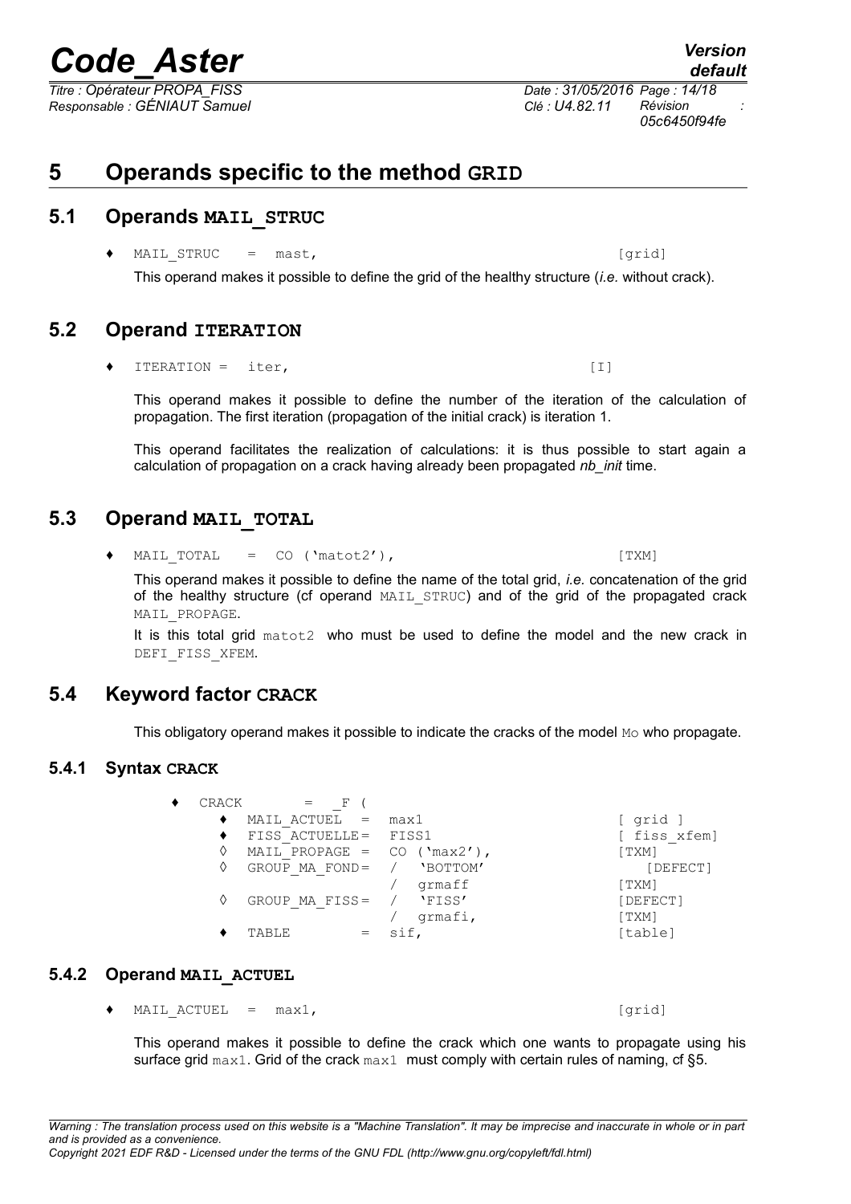# 5 Operands specific to the method GRID

## 5.1 Operands MAIL_STRUC

♦ MAIL_STRUC = mast, [grid]

This operand makes it possible to define the grid of the healthy structure (*i.e.* without crack).

## 5.2 Operand ITERATION

♦ ITERATION = iter, [I]

This operand makes it possible to define the number of the iteration of the calculation of propagation. The first iteration (propagation of the initial crack) is iteration 1.

This operand facilitates the realization of calculations: it is thus possible to start again a calculation of propagation on a crack having already been propagated *nb_init* time.

## 5.3 Operand MAIL_TOTAL

♦ MAIL_TOTAL = CO ('matot2'), [TXM]

This operand makes it possible to define the name of the total grid, *i.e.* concatenation of the grid of the healthy structure (cf operand MAIL_STRUC) and of the grid of the propagated crack MAIL_PROPAGE.

It is this total grid matot2 who must be used to define the model and the new crack in DEFI_FISS_XFEM.

## 5.4 Keyword factor CRACK

This obligatory operand makes it possible to indicate the cracks of the model Mo who propagate.

### 5.4.1 Syntax CRACK

```
♦  CRACK         =  _F (
     ♦  MAIL_ACTUEL   =  max1                    [ grid ]
     ♦  FISS_ACTUELLE=  FISS1                    [ fiss_xfem]
     ◊  MAIL_PROPAGE =  CO ('max2'),             [TXM]
     ◊  GROUP_MA_FOND=  /  'BOTTOM'                 [DEFECT]
                        /  grmaff                [TXM]
     ◊  GROUP_MA_FISS=  /  'FISS'                [DEFECT]
                        /  grmafi,               [TXM]
     ♦  TABLE        =  sif,                     [table]
```

### 5.4.2 Operand MAIL_ACTUEL

♦ MAIL_ACTUEL = max1, [grid]

This operand makes it possible to define the crack which one wants to propagate using his surface grid max1. Grid of the crack max1 must comply with certain rules of naming, cf §5.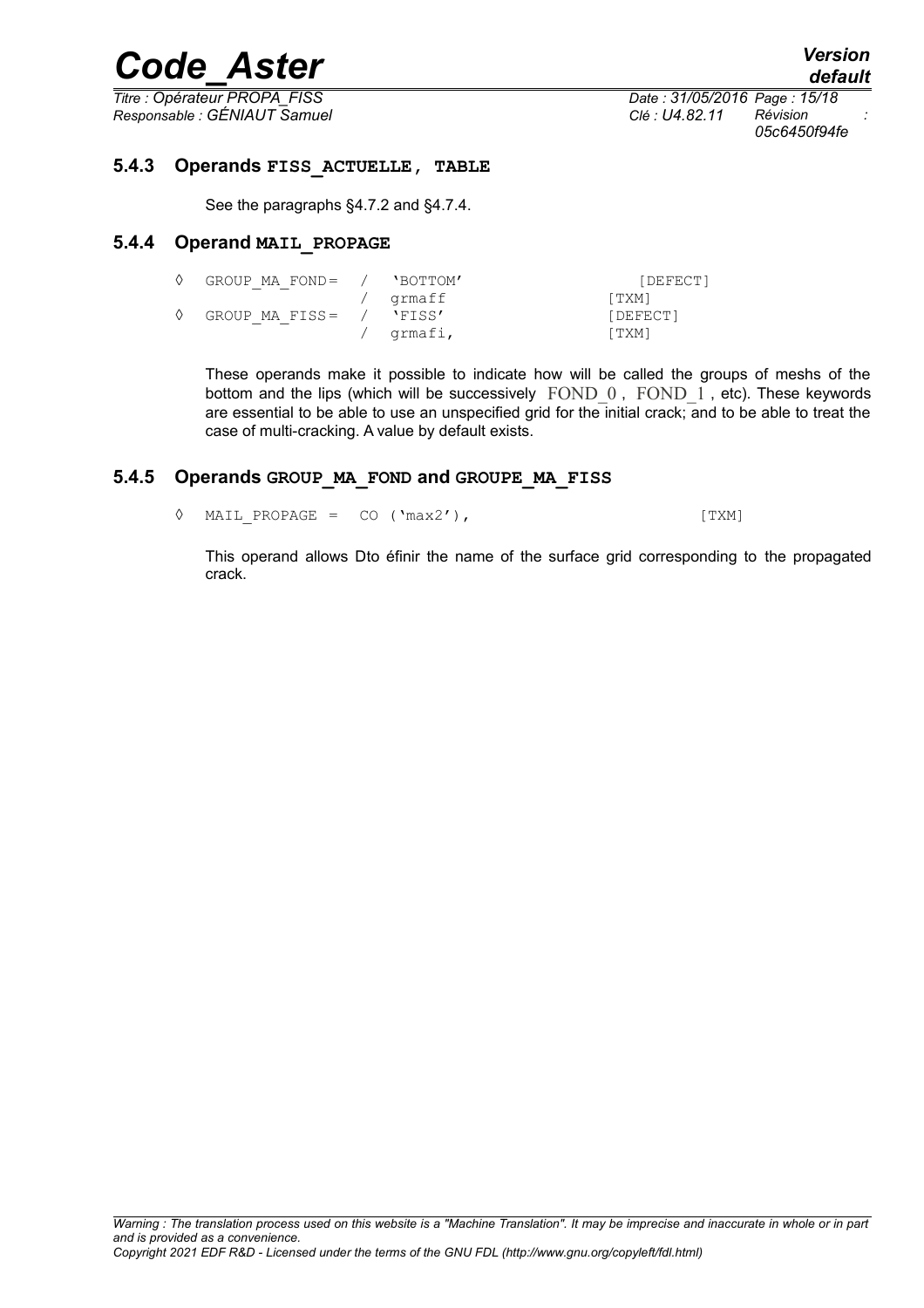### 5.4.3 Operands FISS_ACTUELLE, TABLE

See the paragraphs §4.7.2 and §4.7.4.

### 5.4.4 Operand MAIL_PROPAGE

```
◊  GROUP_MA_FOND=  /  'BOTTOM'                 [DEFECT]
                   /  grmaff                  [TXM]
◊  GROUP_MA_FISS=  /  'FISS'                  [DEFECT]
                   /  grmafi,                 [TXM]
```

These operands make it possible to indicate how will be called the groups of meshs of the bottom and the lips (which will be successively $\mathrm{FOND\_0}$ , $\mathrm{FOND\_1}$ , etc). These keywords are essential to be able to use an unspecified grid for the initial crack; and to be able to treat the case of multi-cracking. A value by default exists.

### 5.4.5 Operands GROUP_MA_FOND and GROUPE_MA_FISS

```
◊  MAIL_PROPAGE =  CO ('max2'),                         [TXM]
```

This operand allows Dto éfinir the name of the surface grid corresponding to the propagated crack.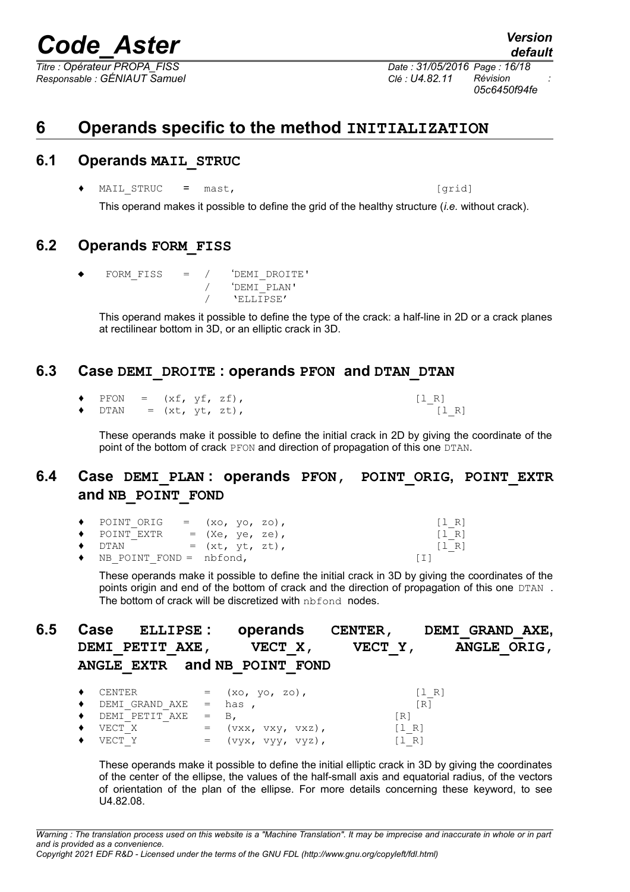# 6 Operands specific to the method INITIALIZATION

## 6.1 Operands MAIL_STRUC

♦ MAIL_STRUC = mast, [grid]

This operand makes it possible to define the grid of the healthy structure (*i.e.* without crack).

## 6.2 Operands FORM_FISS

```
♦  FORM_FISS  =  /  'DEMI_DROITE'
                 /  'DEMI_PLAN'
                 /  'ELLIPSE'
```

This operand makes it possible to define the type of the crack: a half-line in 2D or a crack planes at rectilinear bottom in 3D, or an elliptic crack in 3D.

## 6.3 Case DEMI_DROITE : operands PFON and DTAN_DTAN

```
♦  PFON  =  (xf, yf, zf),          [l_R]
♦  DTAN  =  (xt, yt, zt),          [l_R]
```

These operands make it possible to define the initial crack in 2D by giving the coordinate of the point of the bottom of crack PFON and direction of propagation of this one DTAN.

## 6.4 Case DEMI_PLAN : operands PFON, POINT_ORIG, POINT_EXTR and NB_POINT_FOND

```
♦  POINT_ORIG    =  (xo, yo, zo),      [l_R]
♦  POINT_EXTR    =  (Xe, ye, ze),      [l_R]
♦  DTAN          =  (xt, yt, zt),      [l_R]
♦  NB_POINT_FOND =  nbfond,            [I]
```

These operands make it possible to define the initial crack in 3D by giving the coordinates of the points origin and end of the bottom of crack and the direction of propagation of this one DTAN . The bottom of crack will be discretized with nbfond nodes.

## 6.5 Case ELLIPSE : operands CENTER, DEMI_GRAND_AXE, DEMI_PETIT_AXE, VECT_X, VECT_Y, ANGLE_ORIG, ANGLE_EXTR and NB_POINT_FOND

```
♦  CENTER          =  (xo, yo, zo),       [l_R]
♦  DEMI_GRAND_AXE  =  has ,               [R]
♦  DEMI_PETIT_AXE  =  B,                  [R]
♦  VECT_X          =  (vxx, vxy, vxz),    [l_R]
♦  VECT_Y          =  (vyx, vyy, vyz),    [l_R]
```

These operands make it possible to define the initial elliptic crack in 3D by giving the coordinates of the center of the ellipse, the values of the half-small axis and equatorial radius, of the vectors of orientation of the plan of the ellipse. For more details concerning these keyword, to see U4.82.08.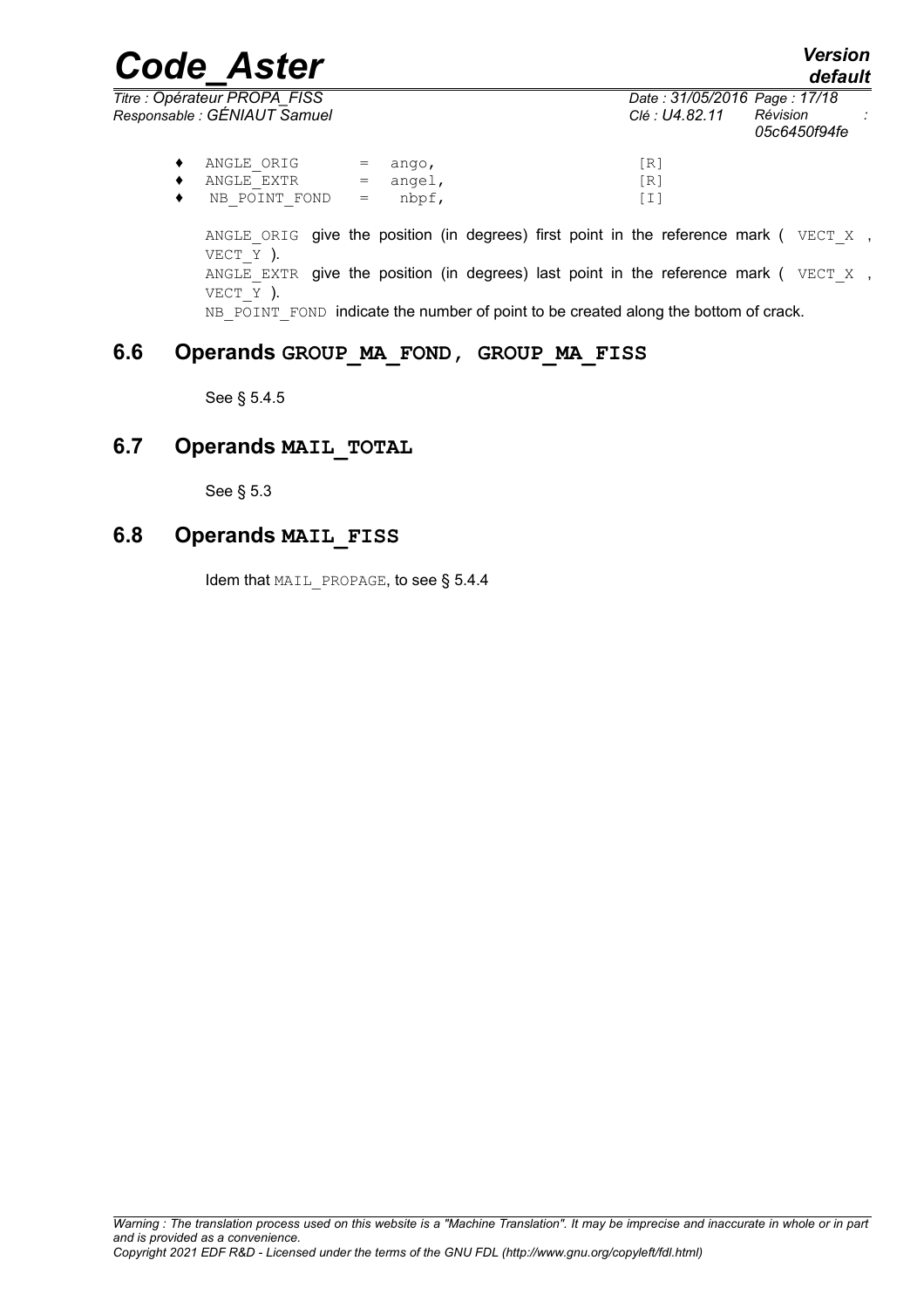```
♦ ANGLE_ORIG    = ango,     [R]
♦ ANGLE_EXTR    = angel,    [R]
♦ NB_POINT_FOND =  nbpf,    [I]
```

ANGLE_ORIG give the position (in degrees) first point in the reference mark ( VECT_X , VECT_Y ).
ANGLE_EXTR give the position (in degrees) last point in the reference mark ( VECT_X , VECT_Y ).
NB_POINT_FOND indicate the number of point to be created along the bottom of crack.

## 6.6 Operands GROUP_MA_FOND, GROUP_MA_FISS

See § 5.4.5

## 6.7 Operands MAIL_TOTAL

See § 5.3

## 6.8 Operands MAIL_FISS

Idem that MAIL_PROPAGE, to see § 5.4.4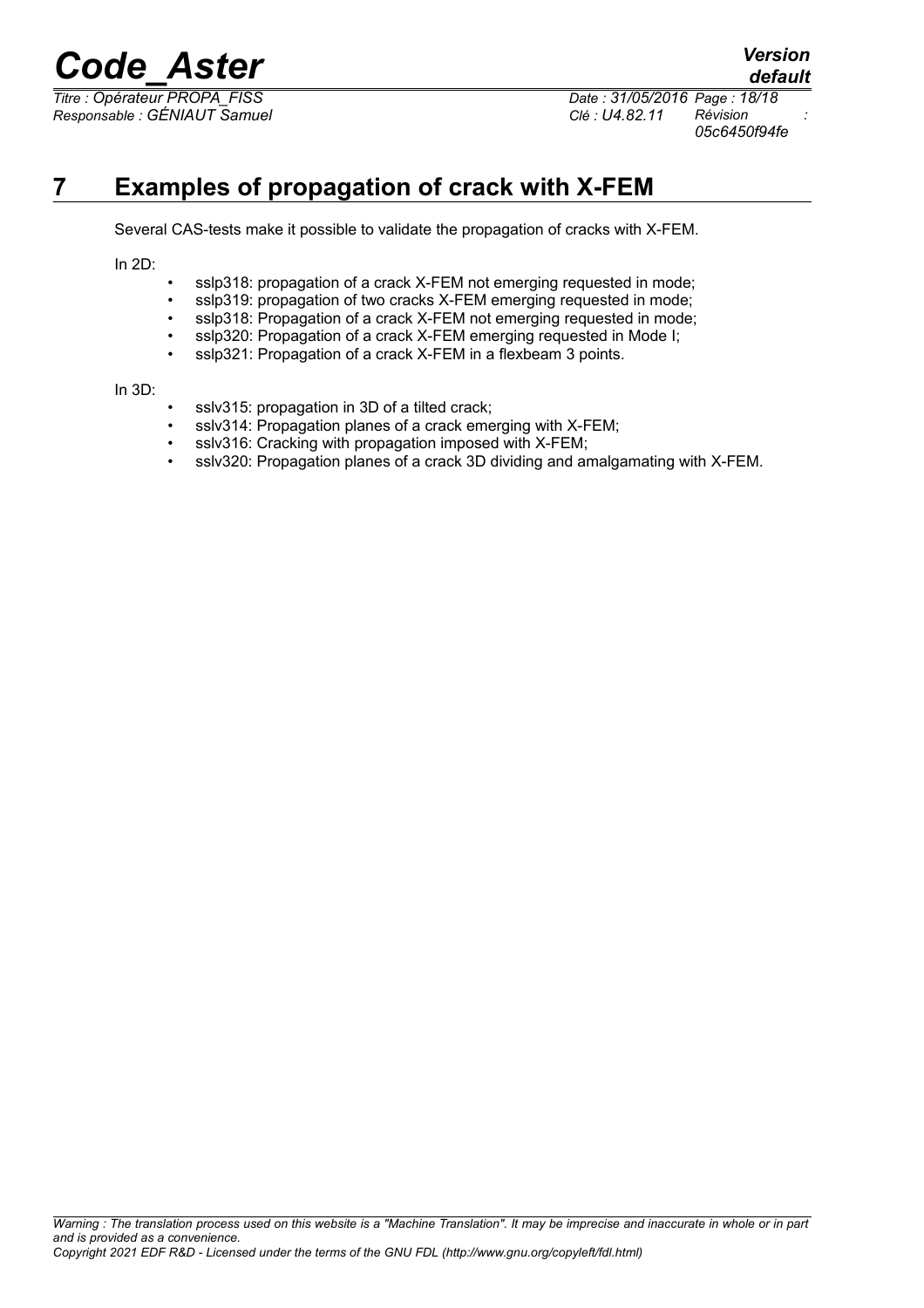# 7 Examples of propagation of crack with X-FEM

Several CAS-tests make it possible to validate the propagation of cracks with X-FEM.

In 2D:

- sslp318: propagation of a crack X-FEM not emerging requested in mode;
- sslp319: propagation of two cracks X-FEM emerging requested in mode;
- sslp318: Propagation of a crack X-FEM not emerging requested in mode;
- sslp320: Propagation of a crack X-FEM emerging requested in Mode I;
- sslp321: Propagation of a crack X-FEM in a flexbeam 3 points.

In 3D:

- sslv315: propagation in 3D of a tilted crack;
- sslv314: Propagation planes of a crack emerging with X-FEM;
- sslv316: Cracking with propagation imposed with X-FEM;
- sslv320: Propagation planes of a crack 3D dividing and amalgamating with X-FEM.